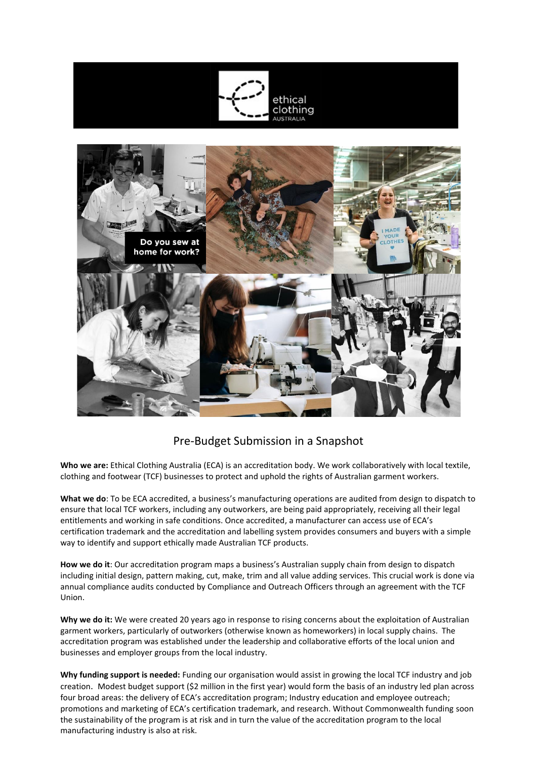# Pre-Budget Submission in a Snapshot

**Who we are:** Ethical Clothing Australia (ECA) is an accreditation body. We work collaboratively with local textile, clothing and footwear (TCF) businesses to protect and uphold the rights of Australian garment workers.

**What we do**: To be ECA accredited, a business's manufacturing operations are audited from design to dispatch to ensure that local TCF workers, including any outworkers, are being paid appropriately, receiving all their legal entitlements and working in safe conditions. Once accredited, a manufacturer can access use of ECA's certification trademark and the accreditation and labelling system provides consumers and buyers with a simple way to identify and support ethically made Australian TCF products.

**How we do it**: Our accreditation program maps a business's Australian supply chain from design to dispatch including initial design, pattern making, cut, make, trim and all value adding services. This crucial work is done via annual compliance audits conducted by Compliance and Outreach Officers through an agreement with the TCF Union.

**Why we do it:** We were created 20 years ago in response to rising concerns about the exploitation of Australian garment workers, particularly of outworkers (otherwise known as homeworkers) in local supply chains. The accreditation program was established under the leadership and collaborative efforts of the local union and businesses and employer groups from the local industry.

**Why funding support is needed:** Funding our organisation would assist in growing the local TCF industry and job creation. Modest budget support ($2 million in the first year) would form the basis of an industry led plan across four broad areas: the delivery of ECA's accreditation program; Industry education and employee outreach; promotions and marketing of ECA's certification trademark, and research. Without Commonwealth funding soon the sustainability of the program is at risk and in turn the value of the accreditation program to the local manufacturing industry is also at risk.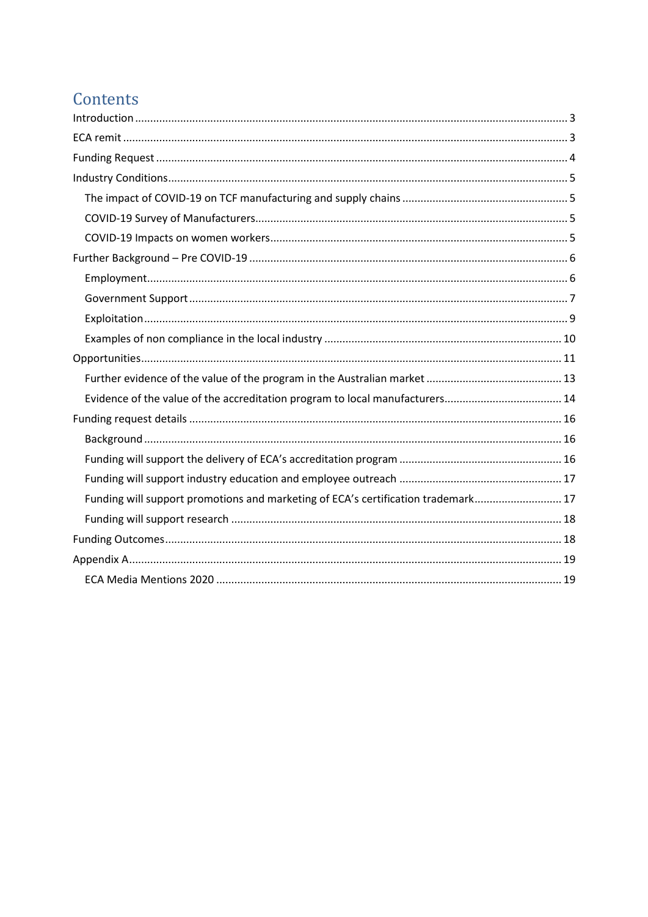# Contents

Introduction ..... 3

ECA remit ..... 3

Funding Request ..... 4

Industry Conditions ..... 5

- The impact of COVID-19 on TCF manufacturing and supply chains ..... 5
- COVID-19 Survey of Manufacturers ..... 5
- COVID-19 Impacts on women workers ..... 5

Further Background – Pre COVID-19 ..... 6

- Employment ..... 6
- Government Support ..... 7
- Exploitation ..... 9
- Examples of non compliance in the local industry ..... 10

Opportunities ..... 11

- Further evidence of the value of the program in the Australian market ..... 13
- Evidence of the value of the accreditation program to local manufacturers ..... 14

Funding request details ..... 16

- Background ..... 16
- Funding will support the delivery of ECA's accreditation program ..... 16
- Funding will support industry education and employee outreach ..... 17
- Funding will support promotions and marketing of ECA's certification trademark ..... 17
- Funding will support research ..... 18

Funding Outcomes ..... 18

Appendix A ..... 19

- ECA Media Mentions 2020 ..... 19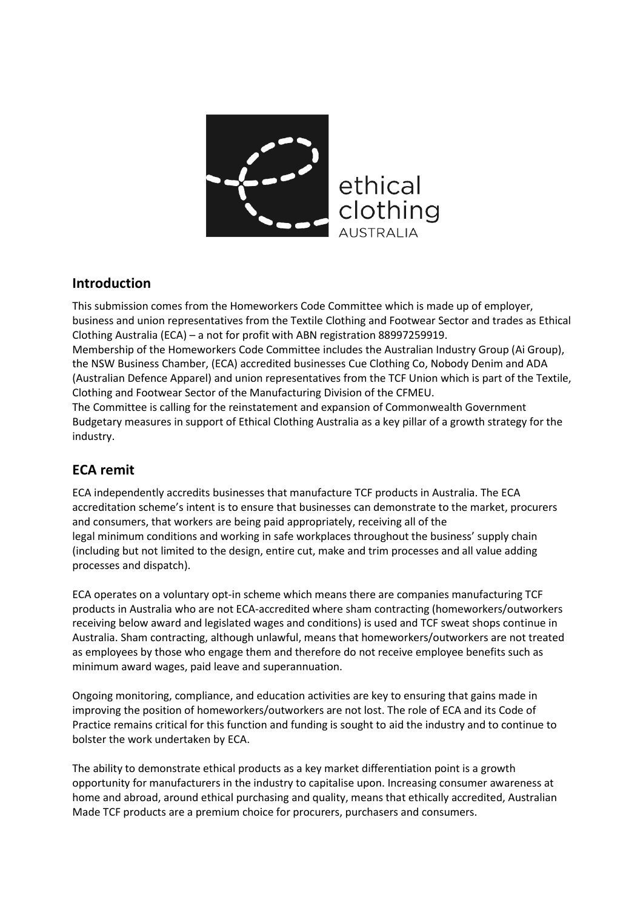ethical clothing AUSTRALIA

## Introduction

This submission comes from the Homeworkers Code Committee which is made up of employer, business and union representatives from the Textile Clothing and Footwear Sector and trades as Ethical Clothing Australia (ECA) – a not for profit with ABN registration 88997259919.

Membership of the Homeworkers Code Committee includes the Australian Industry Group (Ai Group), the NSW Business Chamber, (ECA) accredited businesses Cue Clothing Co, Nobody Denim and ADA (Australian Defence Apparel) and union representatives from the TCF Union which is part of the Textile, Clothing and Footwear Sector of the Manufacturing Division of the CFMEU.

The Committee is calling for the reinstatement and expansion of Commonwealth Government Budgetary measures in support of Ethical Clothing Australia as a key pillar of a growth strategy for the industry.

## ECA remit

ECA independently accredits businesses that manufacture TCF products in Australia. The ECA accreditation scheme's intent is to ensure that businesses can demonstrate to the market, procurers and consumers, that workers are being paid appropriately, receiving all of the legal minimum conditions and working in safe workplaces throughout the business' supply chain (including but not limited to the design, entire cut, make and trim processes and all value adding processes and dispatch).

ECA operates on a voluntary opt-in scheme which means there are companies manufacturing TCF products in Australia who are not ECA-accredited where sham contracting (homeworkers/outworkers receiving below award and legislated wages and conditions) is used and TCF sweat shops continue in Australia. Sham contracting, although unlawful, means that homeworkers/outworkers are not treated as employees by those who engage them and therefore do not receive employee benefits such as minimum award wages, paid leave and superannuation.

Ongoing monitoring, compliance, and education activities are key to ensuring that gains made in improving the position of homeworkers/outworkers are not lost. The role of ECA and its Code of Practice remains critical for this function and funding is sought to aid the industry and to continue to bolster the work undertaken by ECA.

The ability to demonstrate ethical products as a key market differentiation point is a growth opportunity for manufacturers in the industry to capitalise upon. Increasing consumer awareness at home and abroad, around ethical purchasing and quality, means that ethically accredited, Australian Made TCF products are a premium choice for procurers, purchasers and consumers.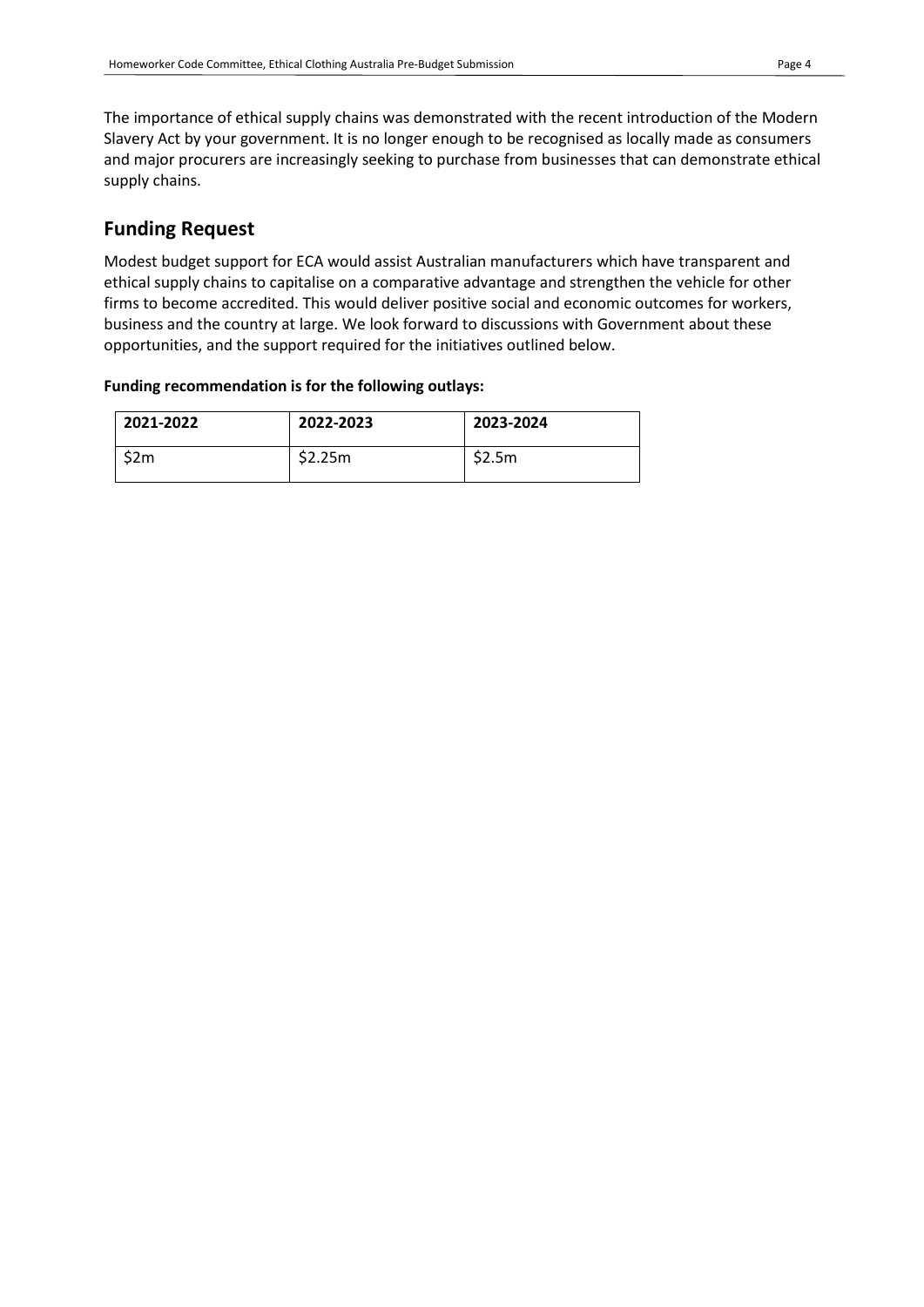The importance of ethical supply chains was demonstrated with the recent introduction of the Modern Slavery Act by your government. It is no longer enough to be recognised as locally made as consumers and major procurers are increasingly seeking to purchase from businesses that can demonstrate ethical supply chains.

## Funding Request

Modest budget support for ECA would assist Australian manufacturers which have transparent and ethical supply chains to capitalise on a comparative advantage and strengthen the vehicle for other firms to become accredited. This would deliver positive social and economic outcomes for workers, business and the country at large. We look forward to discussions with Government about these opportunities, and the support required for the initiatives outlined below.

**Funding recommendation is for the following outlays:**

| 2021-2022 | 2022-2023 | 2023-2024 |
|---|---|---|
| $2m | $2.25m | $2.5m |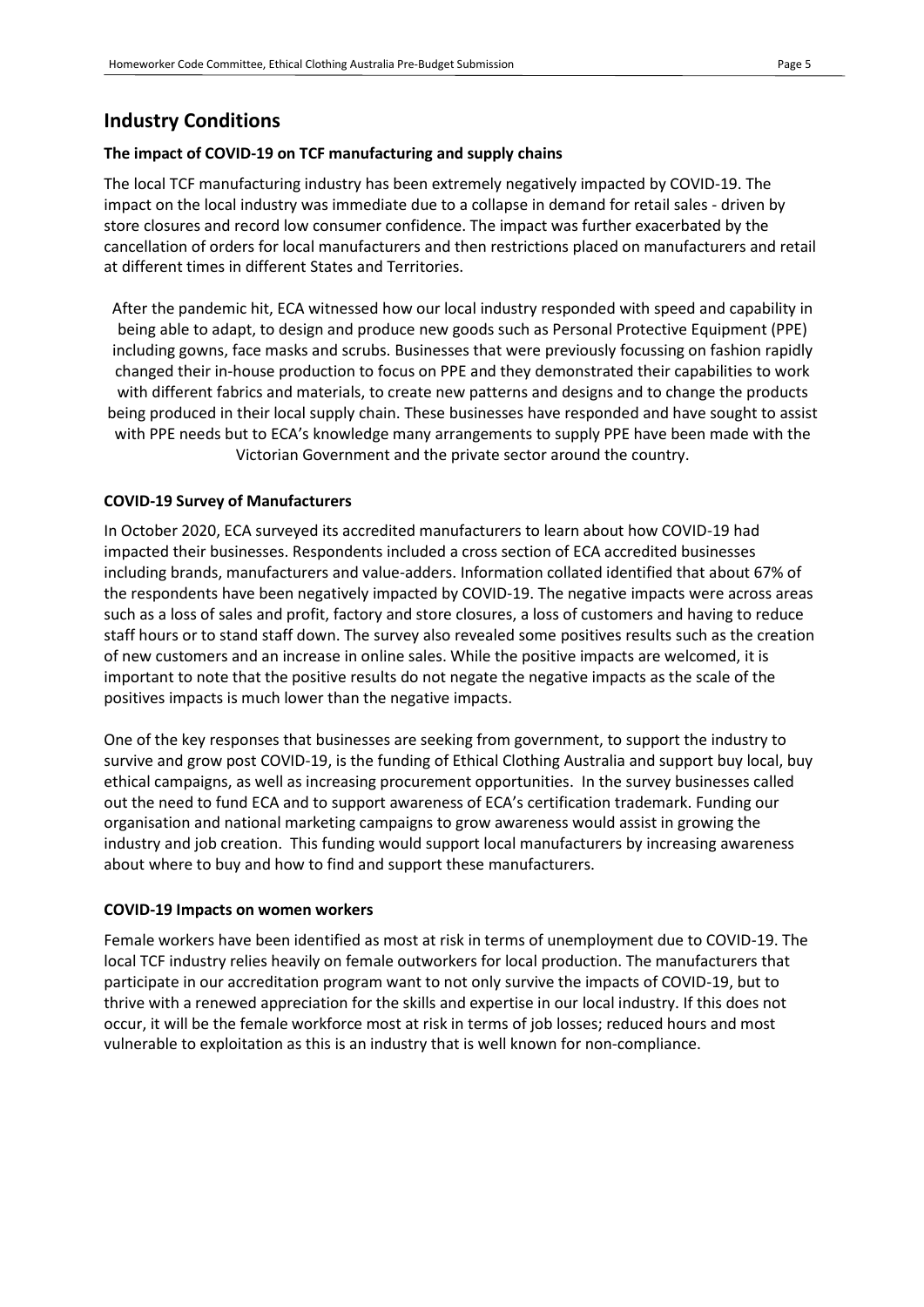## Industry Conditions

### The impact of COVID-19 on TCF manufacturing and supply chains

The local TCF manufacturing industry has been extremely negatively impacted by COVID-19. The impact on the local industry was immediate due to a collapse in demand for retail sales - driven by store closures and record low consumer confidence. The impact was further exacerbated by the cancellation of orders for local manufacturers and then restrictions placed on manufacturers and retail at different times in different States and Territories.

After the pandemic hit, ECA witnessed how our local industry responded with speed and capability in being able to adapt, to design and produce new goods such as Personal Protective Equipment (PPE) including gowns, face masks and scrubs. Businesses that were previously focussing on fashion rapidly changed their in-house production to focus on PPE and they demonstrated their capabilities to work with different fabrics and materials, to create new patterns and designs and to change the products being produced in their local supply chain. These businesses have responded and have sought to assist with PPE needs but to ECA's knowledge many arrangements to supply PPE have been made with the Victorian Government and the private sector around the country.

### COVID-19 Survey of Manufacturers

In October 2020, ECA surveyed its accredited manufacturers to learn about how COVID-19 had impacted their businesses. Respondents included a cross section of ECA accredited businesses including brands, manufacturers and value-adders. Information collated identified that about 67% of the respondents have been negatively impacted by COVID-19. The negative impacts were across areas such as a loss of sales and profit, factory and store closures, a loss of customers and having to reduce staff hours or to stand staff down. The survey also revealed some positives results such as the creation of new customers and an increase in online sales. While the positive impacts are welcomed, it is important to note that the positive results do not negate the negative impacts as the scale of the positives impacts is much lower than the negative impacts.

One of the key responses that businesses are seeking from government, to support the industry to survive and grow post COVID-19, is the funding of Ethical Clothing Australia and support buy local, buy ethical campaigns, as well as increasing procurement opportunities. In the survey businesses called out the need to fund ECA and to support awareness of ECA's certification trademark. Funding our organisation and national marketing campaigns to grow awareness would assist in growing the industry and job creation. This funding would support local manufacturers by increasing awareness about where to buy and how to find and support these manufacturers.

### COVID-19 Impacts on women workers

Female workers have been identified as most at risk in terms of unemployment due to COVID-19. The local TCF industry relies heavily on female outworkers for local production. The manufacturers that participate in our accreditation program want to not only survive the impacts of COVID-19, but to thrive with a renewed appreciation for the skills and expertise in our local industry. If this does not occur, it will be the female workforce most at risk in terms of job losses; reduced hours and most vulnerable to exploitation as this is an industry that is well known for non-compliance.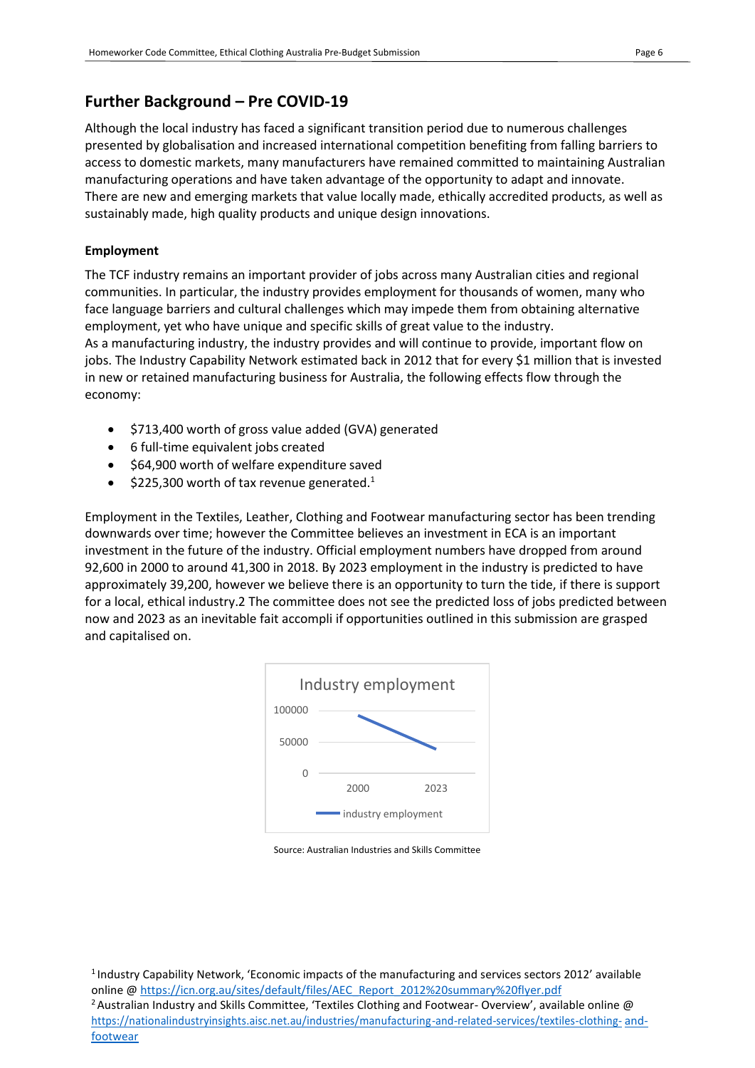## Further Background – Pre COVID-19

Although the local industry has faced a significant transition period due to numerous challenges presented by globalisation and increased international competition benefiting from falling barriers to access to domestic markets, many manufacturers have remained committed to maintaining Australian manufacturing operations and have taken advantage of the opportunity to adapt and innovate. There are new and emerging markets that value locally made, ethically accredited products, as well as sustainably made, high quality products and unique design innovations.

### Employment

The TCF industry remains an important provider of jobs across many Australian cities and regional communities. In particular, the industry provides employment for thousands of women, many who face language barriers and cultural challenges which may impede them from obtaining alternative employment, yet who have unique and specific skills of great value to the industry.
As a manufacturing industry, the industry provides and will continue to provide, important flow on jobs. The Industry Capability Network estimated back in 2012 that for every $1 million that is invested in new or retained manufacturing business for Australia, the following effects flow through the economy:

- $713,400 worth of gross value added (GVA) generated
- 6 full-time equivalent jobs created
- $64,900 worth of welfare expenditure saved
- $225,300 worth of tax revenue generated.[1]

Employment in the Textiles, Leather, Clothing and Footwear manufacturing sector has been trending downwards over time; however the Committee believes an investment in ECA is an important investment in the future of the industry. Official employment numbers have dropped from around 92,600 in 2000 to around 41,300 in 2018. By 2023 employment in the industry is predicted to have approximately 39,200, however we believe there is an opportunity to turn the tide, if there is support for a local, ethical industry.2 The committee does not see the predicted loss of jobs predicted between now and 2023 as an inevitable fait accompli if opportunities outlined in this submission are grasped and capitalised on.

Industry employment

100000
50000
0
2000
2023
industry employment

Source: Australian Industries and Skills Committee

[1] Industry Capability Network, 'Economic impacts of the manufacturing and services sectors 2012' available online @ https://icn.org.au/sites/default/files/AEC_Report_2012%20summary%20flyer.pdf

[2] Australian Industry and Skills Committee, 'Textiles Clothing and Footwear- Overview', available online @ https://nationalindustryinsights.aisc.net.au/industries/manufacturing-and-related-services/textiles-clothing-and-footwear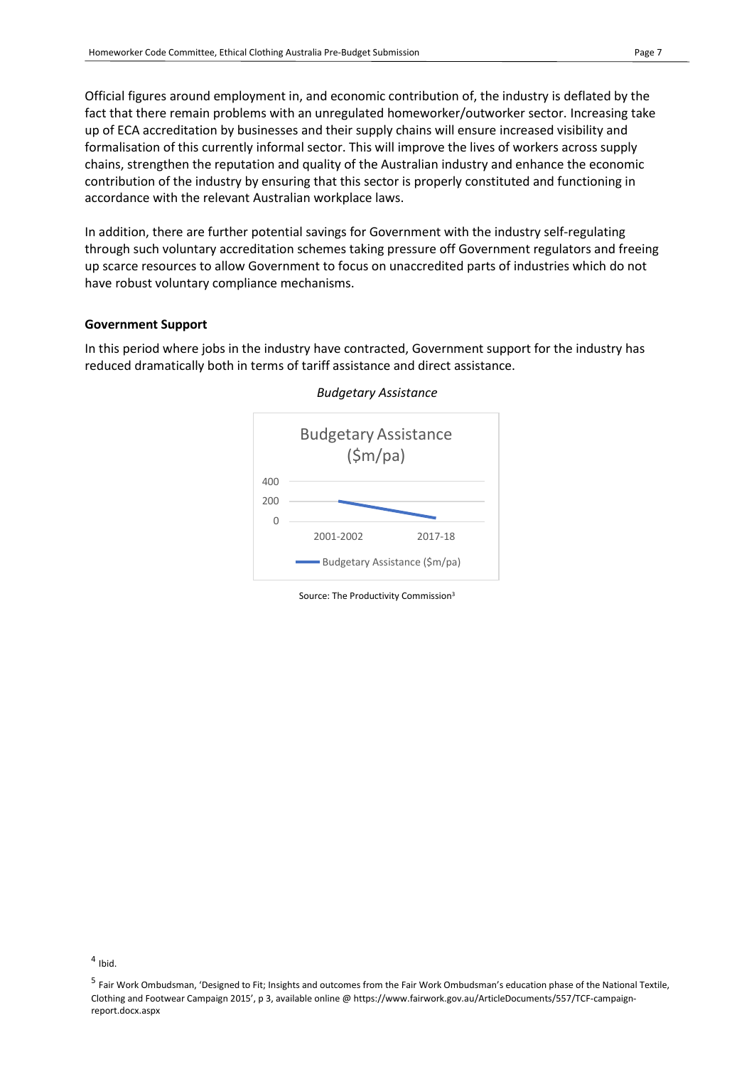Official figures around employment in, and economic contribution of, the industry is deflated by the fact that there remain problems with an unregulated homeworker/outworker sector. Increasing take up of ECA accreditation by businesses and their supply chains will ensure increased visibility and formalisation of this currently informal sector. This will improve the lives of workers across supply chains, strengthen the reputation and quality of the Australian industry and enhance the economic contribution of the industry by ensuring that this sector is properly constituted and functioning in accordance with the relevant Australian workplace laws.

In addition, there are further potential savings for Government with the industry self-regulating through such voluntary accreditation schemes taking pressure off Government regulators and freeing up scarce resources to allow Government to focus on unaccredited parts of industries which do not have robust voluntary compliance mechanisms.

**Government Support**

In this period where jobs in the industry have contracted, Government support for the industry has reduced dramatically both in terms of tariff assistance and direct assistance.

*Budgetary Assistance*

Budgetary Assistance ($m/pa)

400

200

0

2001-2002

2017-18

Budgetary Assistance ($m/pa)

Source: The Productivity Commission[3]

[4] Ibid.

[5] Fair Work Ombudsman, 'Designed to Fit; Insights and outcomes from the Fair Work Ombudsman's education phase of the National Textile, Clothing and Footwear Campaign 2015', p 3, available online @ https://www.fairwork.gov.au/ArticleDocuments/557/TCF-campaign-report.docx.aspx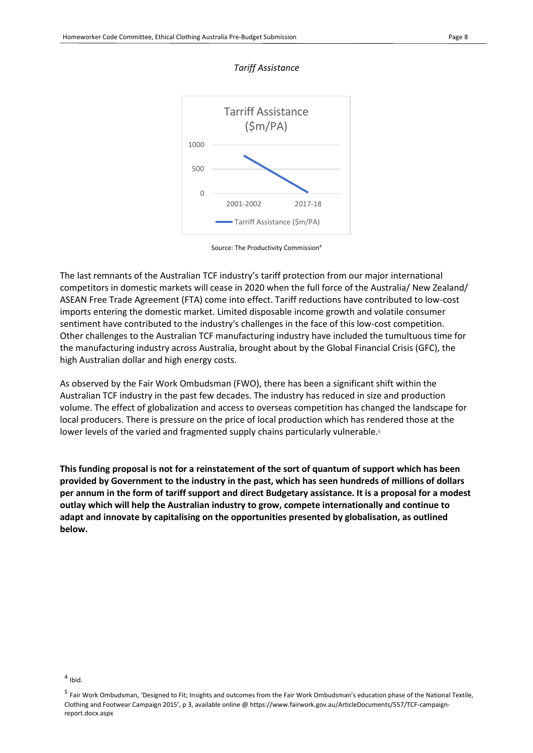*Tariff Assistance*

Tariff Assistance
($m/PA)

1000

500

0

2001-2002

2017-18

Tarriff Assistance ($m/PA)

Source: The Productivity Commission[4]

The last remnants of the Australian TCF industry's tariff protection from our major international competitors in domestic markets will cease in 2020 when the full force of the Australia/ New Zealand/ ASEAN Free Trade Agreement (FTA) come into effect. Tariff reductions have contributed to low-cost imports entering the domestic market. Limited disposable income growth and volatile consumer sentiment have contributed to the industry's challenges in the face of this low-cost competition. Other challenges to the Australian TCF manufacturing industry have included the tumultuous time for the manufacturing industry across Australia, brought about by the Global Financial Crisis (GFC), the high Australian dollar and high energy costs.

As observed by the Fair Work Ombudsman (FWO), there has been a significant shift within the Australian TCF industry in the past few decades. The industry has reduced in size and production volume. The effect of globalization and access to overseas competition has changed the landscape for local producers. There is pressure on the price of local production which has rendered those at the lower levels of the varied and fragmented supply chains particularly vulnerable.[5]

**This funding proposal is not for a reinstatement of the sort of quantum of support which has been provided by Government to the industry in the past, which has seen hundreds of millions of dollars per annum in the form of tariff support and direct Budgetary assistance. It is a proposal for a modest outlay which will help the Australian industry to grow, compete internationally and continue to adapt and innovate by capitalising on the opportunities presented by globalisation, as outlined below.**

[4] Ibid.

[5] Fair Work Ombudsman, 'Designed to Fit; Insights and outcomes from the Fair Work Ombudsman's education phase of the National Textile, Clothing and Footwear Campaign 2015', p 3, available online @ https://www.fairwork.gov.au/ArticleDocuments/557/TCF-campaign-report.docx.aspx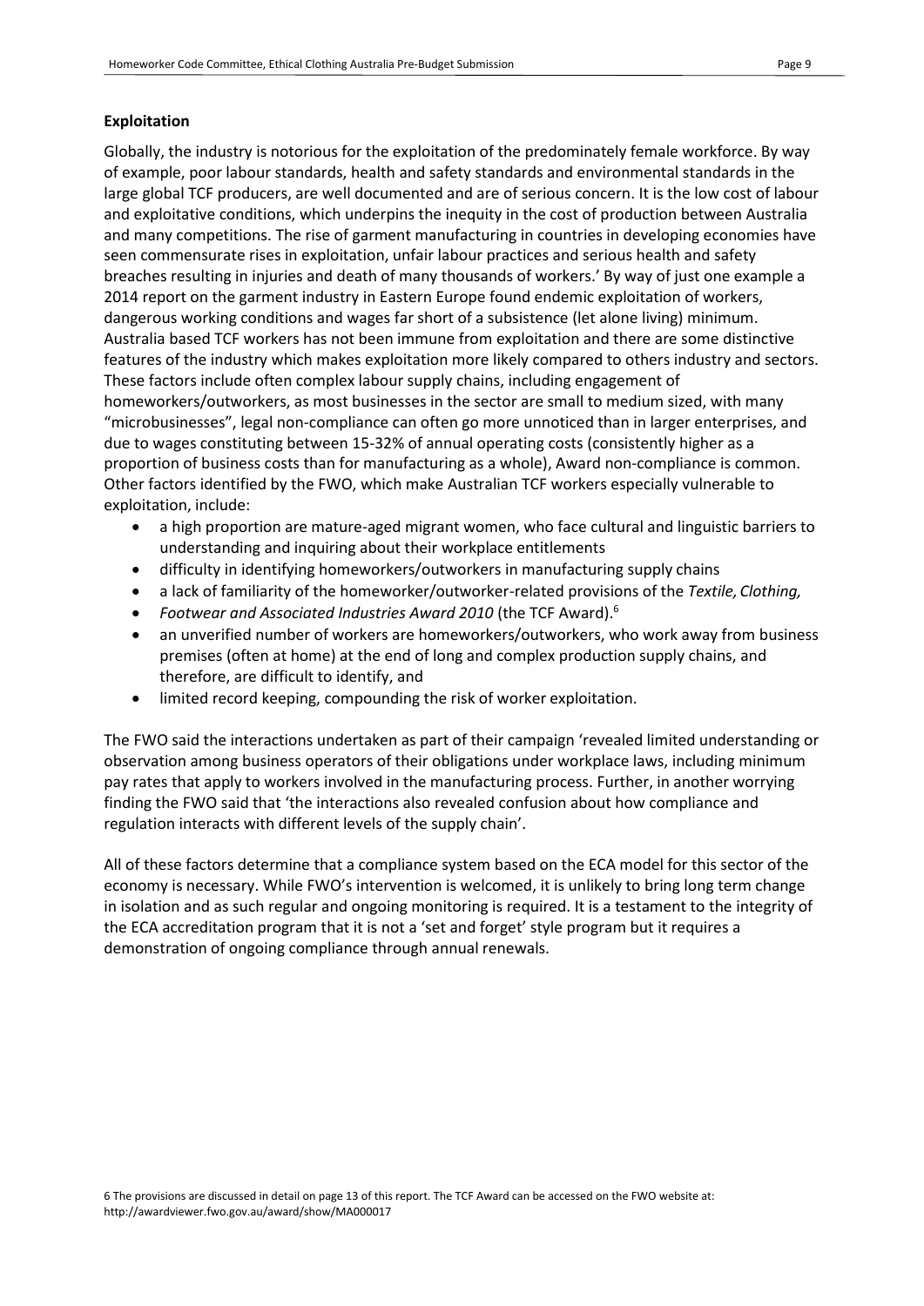**Exploitation**

Globally, the industry is notorious for the exploitation of the predominately female workforce. By way of example, poor labour standards, health and safety standards and environmental standards in the large global TCF producers, are well documented and are of serious concern. It is the low cost of labour and exploitative conditions, which underpins the inequity in the cost of production between Australia and many competitions. The rise of garment manufacturing in countries in developing economies have seen commensurate rises in exploitation, unfair labour practices and serious health and safety breaches resulting in injuries and death of many thousands of workers.' By way of just one example a 2014 report on the garment industry in Eastern Europe found endemic exploitation of workers, dangerous working conditions and wages far short of a subsistence (let alone living) minimum. Australia based TCF workers has not been immune from exploitation and there are some distinctive features of the industry which makes exploitation more likely compared to others industry and sectors. These factors include often complex labour supply chains, including engagement of homeworkers/outworkers, as most businesses in the sector are small to medium sized, with many "microbusinesses", legal non-compliance can often go more unnoticed than in larger enterprises, and due to wages constituting between 15-32% of annual operating costs (consistently higher as a proportion of business costs than for manufacturing as a whole), Award non-compliance is common. Other factors identified by the FWO, which make Australian TCF workers especially vulnerable to exploitation, include:

- a high proportion are mature-aged migrant women, who face cultural and linguistic barriers to understanding and inquiring about their workplace entitlements
- difficulty in identifying homeworkers/outworkers in manufacturing supply chains
- a lack of familiarity of the homeworker/outworker-related provisions of the *Textile, Clothing,*
- *Footwear and Associated Industries Award 2010* (the TCF Award).[6]
- an unverified number of workers are homeworkers/outworkers, who work away from business premises (often at home) at the end of long and complex production supply chains, and therefore, are difficult to identify, and
- limited record keeping, compounding the risk of worker exploitation.

The FWO said the interactions undertaken as part of their campaign 'revealed limited understanding or observation among business operators of their obligations under workplace laws, including minimum pay rates that apply to workers involved in the manufacturing process. Further, in another worrying finding the FWO said that 'the interactions also revealed confusion about how compliance and regulation interacts with different levels of the supply chain'.

All of these factors determine that a compliance system based on the ECA model for this sector of the economy is necessary. While FWO's intervention is welcomed, it is unlikely to bring long term change in isolation and as such regular and ongoing monitoring is required. It is a testament to the integrity of the ECA accreditation program that it is not a 'set and forget' style program but it requires a demonstration of ongoing compliance through annual renewals.

6 The provisions are discussed in detail on page 13 of this report. The TCF Award can be accessed on the FWO website at: http://awardviewer.fwo.gov.au/award/show/MA000017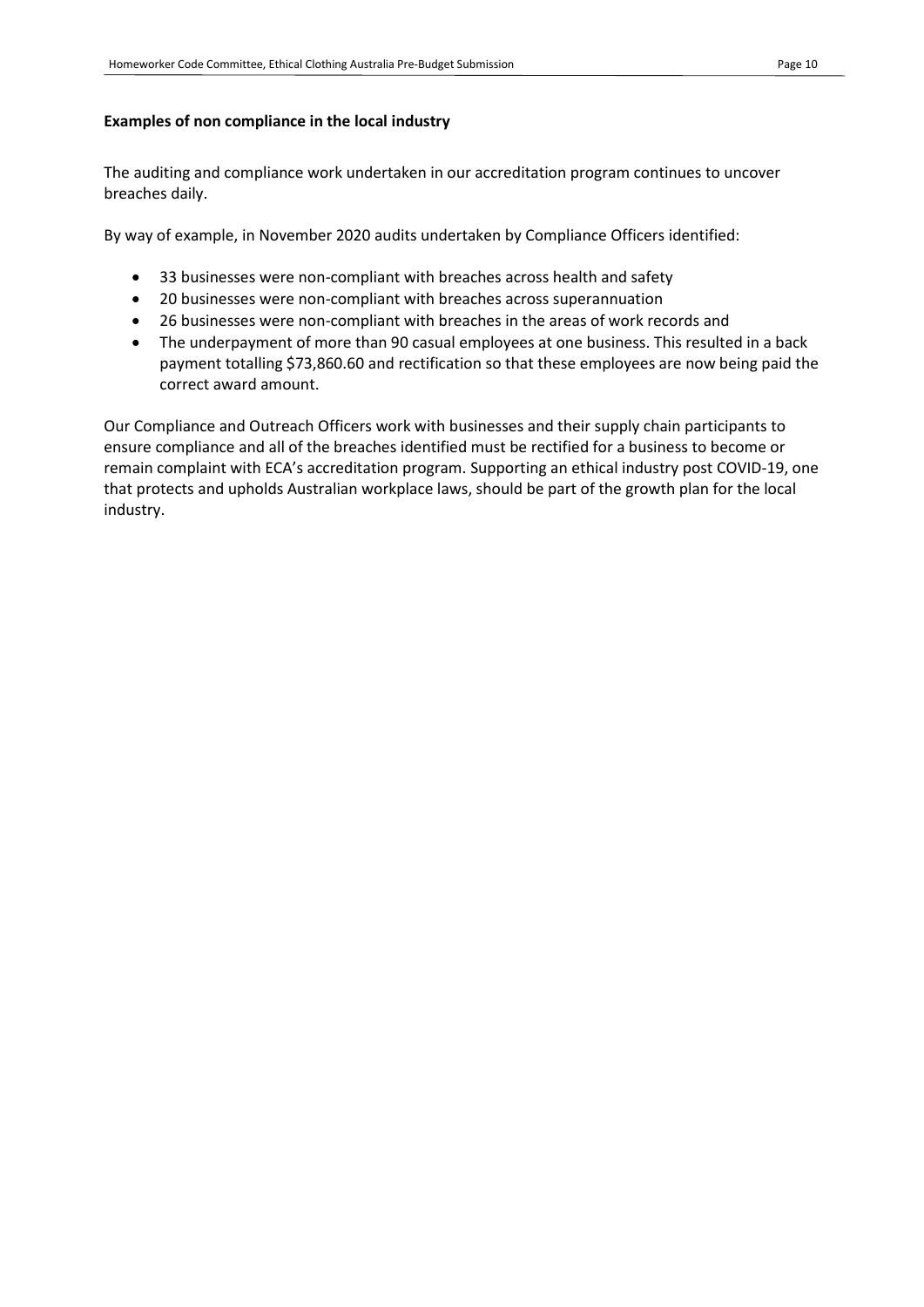**Examples of non compliance in the local industry**

The auditing and compliance work undertaken in our accreditation program continues to uncover breaches daily.

By way of example, in November 2020 audits undertaken by Compliance Officers identified:

- 33 businesses were non-compliant with breaches across health and safety
- 20 businesses were non-compliant with breaches across superannuation
- 26 businesses were non-compliant with breaches in the areas of work records and
- The underpayment of more than 90 casual employees at one business. This resulted in a back payment totalling $73,860.60 and rectification so that these employees are now being paid the correct award amount.

Our Compliance and Outreach Officers work with businesses and their supply chain participants to ensure compliance and all of the breaches identified must be rectified for a business to become or remain complaint with ECA's accreditation program. Supporting an ethical industry post COVID-19, one that protects and upholds Australian workplace laws, should be part of the growth plan for the local industry.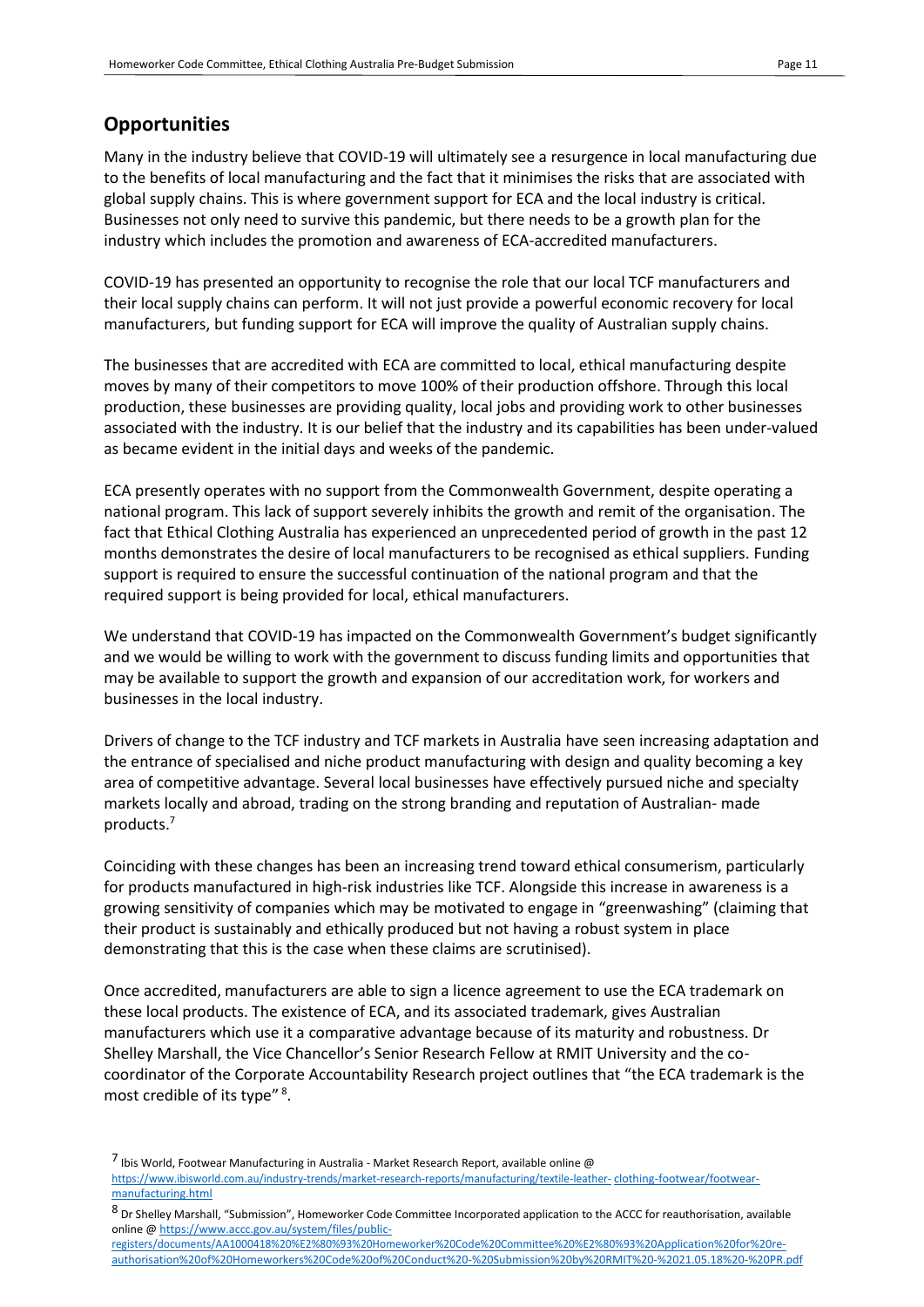## Opportunities

Many in the industry believe that COVID-19 will ultimately see a resurgence in local manufacturing due to the benefits of local manufacturing and the fact that it minimises the risks that are associated with global supply chains. This is where government support for ECA and the local industry is critical. Businesses not only need to survive this pandemic, but there needs to be a growth plan for the industry which includes the promotion and awareness of ECA-accredited manufacturers.

COVID-19 has presented an opportunity to recognise the role that our local TCF manufacturers and their local supply chains can perform. It will not just provide a powerful economic recovery for local manufacturers, but funding support for ECA will improve the quality of Australian supply chains.

The businesses that are accredited with ECA are committed to local, ethical manufacturing despite moves by many of their competitors to move 100% of their production offshore. Through this local production, these businesses are providing quality, local jobs and providing work to other businesses associated with the industry. It is our belief that the industry and its capabilities has been under-valued as became evident in the initial days and weeks of the pandemic.

ECA presently operates with no support from the Commonwealth Government, despite operating a national program. This lack of support severely inhibits the growth and remit of the organisation. The fact that Ethical Clothing Australia has experienced an unprecedented period of growth in the past 12 months demonstrates the desire of local manufacturers to be recognised as ethical suppliers. Funding support is required to ensure the successful continuation of the national program and that the required support is being provided for local, ethical manufacturers.

We understand that COVID-19 has impacted on the Commonwealth Government's budget significantly and we would be willing to work with the government to discuss funding limits and opportunities that may be available to support the growth and expansion of our accreditation work, for workers and businesses in the local industry.

Drivers of change to the TCF industry and TCF markets in Australia have seen increasing adaptation and the entrance of specialised and niche product manufacturing with design and quality becoming a key area of competitive advantage. Several local businesses have effectively pursued niche and specialty markets locally and abroad, trading on the strong branding and reputation of Australian- made products.[7]

Coinciding with these changes has been an increasing trend toward ethical consumerism, particularly for products manufactured in high-risk industries like TCF. Alongside this increase in awareness is a growing sensitivity of companies which may be motivated to engage in "greenwashing" (claiming that their product is sustainably and ethically produced but not having a robust system in place demonstrating that this is the case when these claims are scrutinised).

Once accredited, manufacturers are able to sign a licence agreement to use the ECA trademark on these local products. The existence of ECA, and its associated trademark, gives Australian manufacturers which use it a comparative advantage because of its maturity and robustness. Dr Shelley Marshall, the Vice Chancellor's Senior Research Fellow at RMIT University and the co-coordinator of the Corporate Accountability Research project outlines that "the ECA trademark is the most credible of its type" [8].

---

[7] Ibis World, Footwear Manufacturing in Australia - Market Research Report, available online @ https://www.ibisworld.com.au/industry-trends/market-research-reports/manufacturing/textile-leather- clothing-footwear/footwear-manufacturing.html

[8] Dr Shelley Marshall, "Submission", Homeworker Code Committee Incorporated application to the ACCC for reauthorisation, available online @ https://www.accc.gov.au/system/files/public-registers/documents/AA1000418%20%E2%80%93%20Homeworker%20Code%20Committee%20%E2%80%93%20Application%20for%20re-authorisation%20of%20Homeworkers%20Code%20of%20Conduct%20-%20Submission%20by%20RMIT%20-%2021.05.18%20-%20PR.pdf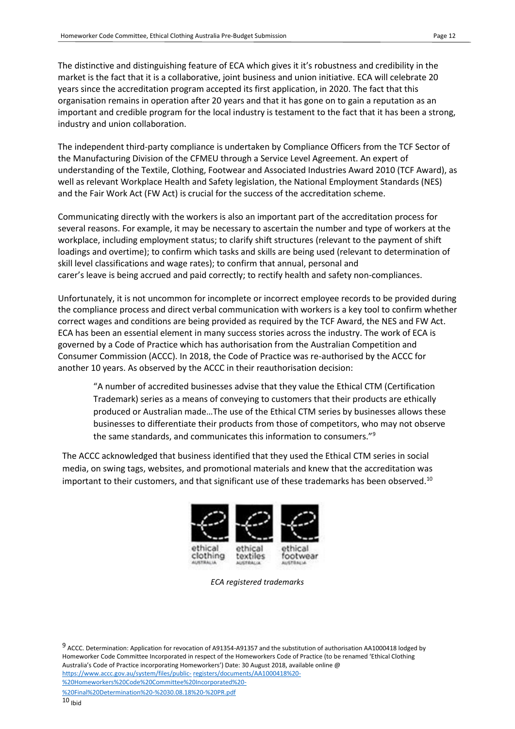The distinctive and distinguishing feature of ECA which gives it it's robustness and credibility in the market is the fact that it is a collaborative, joint business and union initiative. ECA will celebrate 20 years since the accreditation program accepted its first application, in 2020. The fact that this organisation remains in operation after 20 years and that it has gone on to gain a reputation as an important and credible program for the local industry is testament to the fact that it has been a strong, industry and union collaboration.

The independent third-party compliance is undertaken by Compliance Officers from the TCF Sector of the Manufacturing Division of the CFMEU through a Service Level Agreement. An expert of understanding of the Textile, Clothing, Footwear and Associated Industries Award 2010 (TCF Award), as well as relevant Workplace Health and Safety legislation, the National Employment Standards (NES) and the Fair Work Act (FW Act) is crucial for the success of the accreditation scheme.

Communicating directly with the workers is also an important part of the accreditation process for several reasons. For example, it may be necessary to ascertain the number and type of workers at the workplace, including employment status; to clarify shift structures (relevant to the payment of shift loadings and overtime); to confirm which tasks and skills are being used (relevant to determination of skill level classifications and wage rates); to confirm that annual, personal and carer's leave is being accrued and paid correctly; to rectify health and safety non-compliances.

Unfortunately, it is not uncommon for incomplete or incorrect employee records to be provided during the compliance process and direct verbal communication with workers is a key tool to confirm whether correct wages and conditions are being provided as required by the TCF Award, the NES and FW Act. ECA has been an essential element in many success stories across the industry. The work of ECA is governed by a Code of Practice which has authorisation from the Australian Competition and Consumer Commission (ACCC). In 2018, the Code of Practice was re-authorised by the ACCC for another 10 years. As observed by the ACCC in their reauthorisation decision:

> "A number of accredited businesses advise that they value the Ethical CTM (Certification Trademark) series as a means of conveying to customers that their products are ethically produced or Australian made…The use of the Ethical CTM series by businesses allows these businesses to differentiate their products from those of competitors, who may not observe the same standards, and communicates this information to consumers."[9]

The ACCC acknowledged that business identified that they used the Ethical CTM series in social media, on swing tags, websites, and promotional materials and knew that the accreditation was important to their customers, and that significant use of these trademarks has been observed.[10]

ethical clothing AUSTRALIA | ethical textiles AUSTRALIA | ethical footwear AUSTRALIA

*ECA registered trademarks*

---

[9] ACCC. Determination: Application for revocation of A91354-A91357 and the substitution of authorisation AA1000418 lodged by Homeworker Code Committee Incorporated in respect of the Homeworkers Code of Practice (to be renamed 'Ethical Clothing Australia's Code of Practice incorporating Homeworkers') Date: 30 August 2018, available online @ https://www.accc.gov.au/system/files/public- registers/documents/AA1000418%20-%20Homeworkers%20Code%20Committee%20Incorporated%20-%20Final%20Determination%20-%2030.08.18%20-%20PR.pdf

[10] Ibid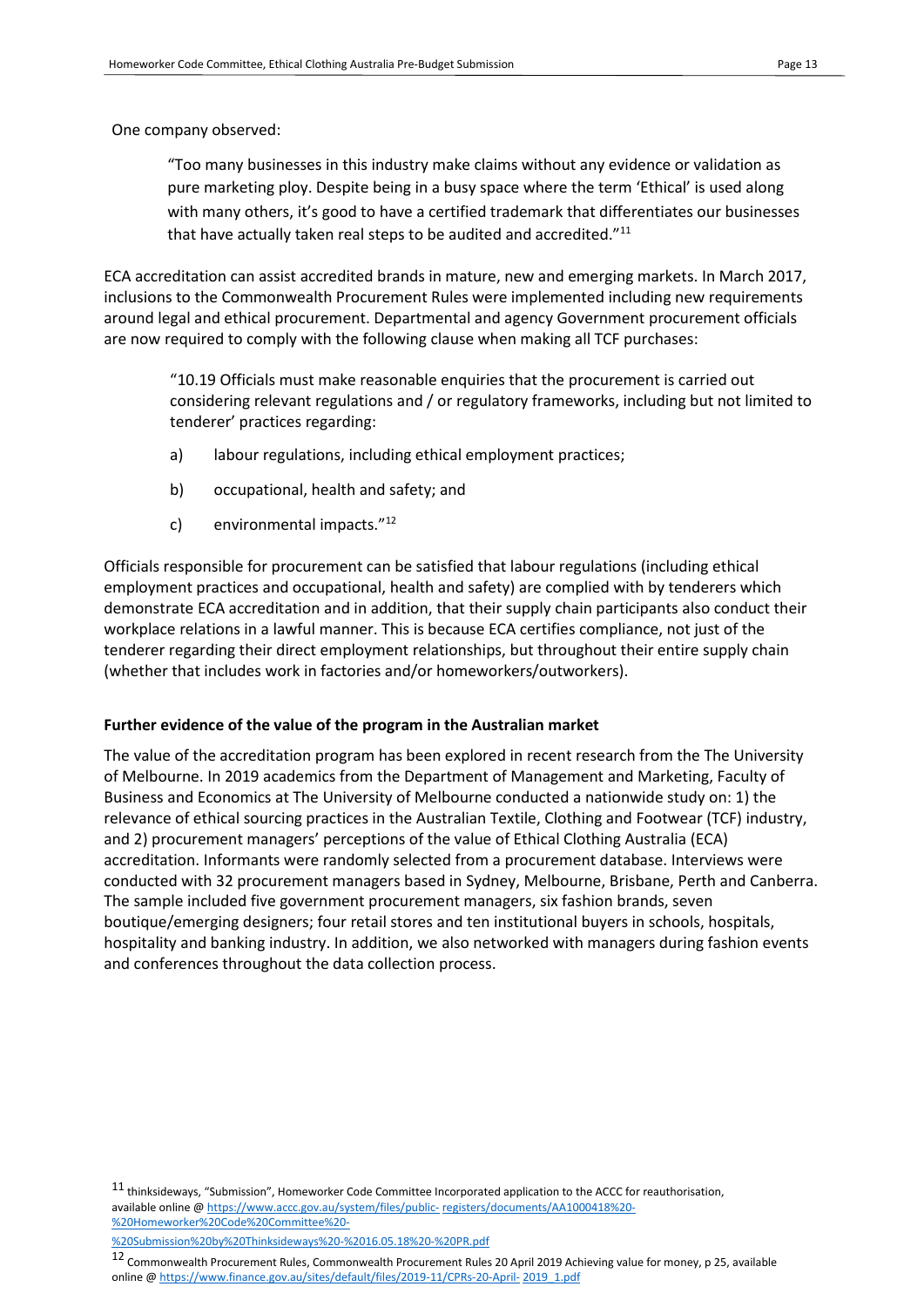One company observed:

> "Too many businesses in this industry make claims without any evidence or validation as pure marketing ploy. Despite being in a busy space where the term 'Ethical' is used along with many others, it's good to have a certified trademark that differentiates our businesses that have actually taken real steps to be audited and accredited."[11]

ECA accreditation can assist accredited brands in mature, new and emerging markets. In March 2017, inclusions to the Commonwealth Procurement Rules were implemented including new requirements around legal and ethical procurement. Departmental and agency Government procurement officials are now required to comply with the following clause when making all TCF purchases:

> "10.19 Officials must make reasonable enquiries that the procurement is carried out considering relevant regulations and / or regulatory frameworks, including but not limited to tenderer' practices regarding:
>
> a) labour regulations, including ethical employment practices;
>
> b) occupational, health and safety; and
>
> c) environmental impacts."[12]

Officials responsible for procurement can be satisfied that labour regulations (including ethical employment practices and occupational, health and safety) are complied with by tenderers which demonstrate ECA accreditation and in addition, that their supply chain participants also conduct their workplace relations in a lawful manner. This is because ECA certifies compliance, not just of the tenderer regarding their direct employment relationships, but throughout their entire supply chain (whether that includes work in factories and/or homeworkers/outworkers).

**Further evidence of the value of the program in the Australian market**

The value of the accreditation program has been explored in recent research from the The University of Melbourne. In 2019 academics from the Department of Management and Marketing, Faculty of Business and Economics at The University of Melbourne conducted a nationwide study on: 1) the relevance of ethical sourcing practices in the Australian Textile, Clothing and Footwear (TCF) industry, and 2) procurement managers' perceptions of the value of Ethical Clothing Australia (ECA) accreditation. Informants were randomly selected from a procurement database. Interviews were conducted with 32 procurement managers based in Sydney, Melbourne, Brisbane, Perth and Canberra. The sample included five government procurement managers, six fashion brands, seven boutique/emerging designers; four retail stores and ten institutional buyers in schools, hospitals, hospitality and banking industry. In addition, we also networked with managers during fashion events and conferences throughout the data collection process.

---

[11] thinksideways, "Submission", Homeworker Code Committee Incorporated application to the ACCC for reauthorisation, available online @ https://www.accc.gov.au/system/files/public- registers/documents/AA1000418%20-%20Homeworker%20Code%20Committee%20-%20Submission%20by%20Thinksideways%20-%2016.05.18%20-%20PR.pdf

[12] Commonwealth Procurement Rules, Commonwealth Procurement Rules 20 April 2019 Achieving value for money, p 25, available online @ https://www.finance.gov.au/sites/default/files/2019-11/CPRs-20-April- 2019_1.pdf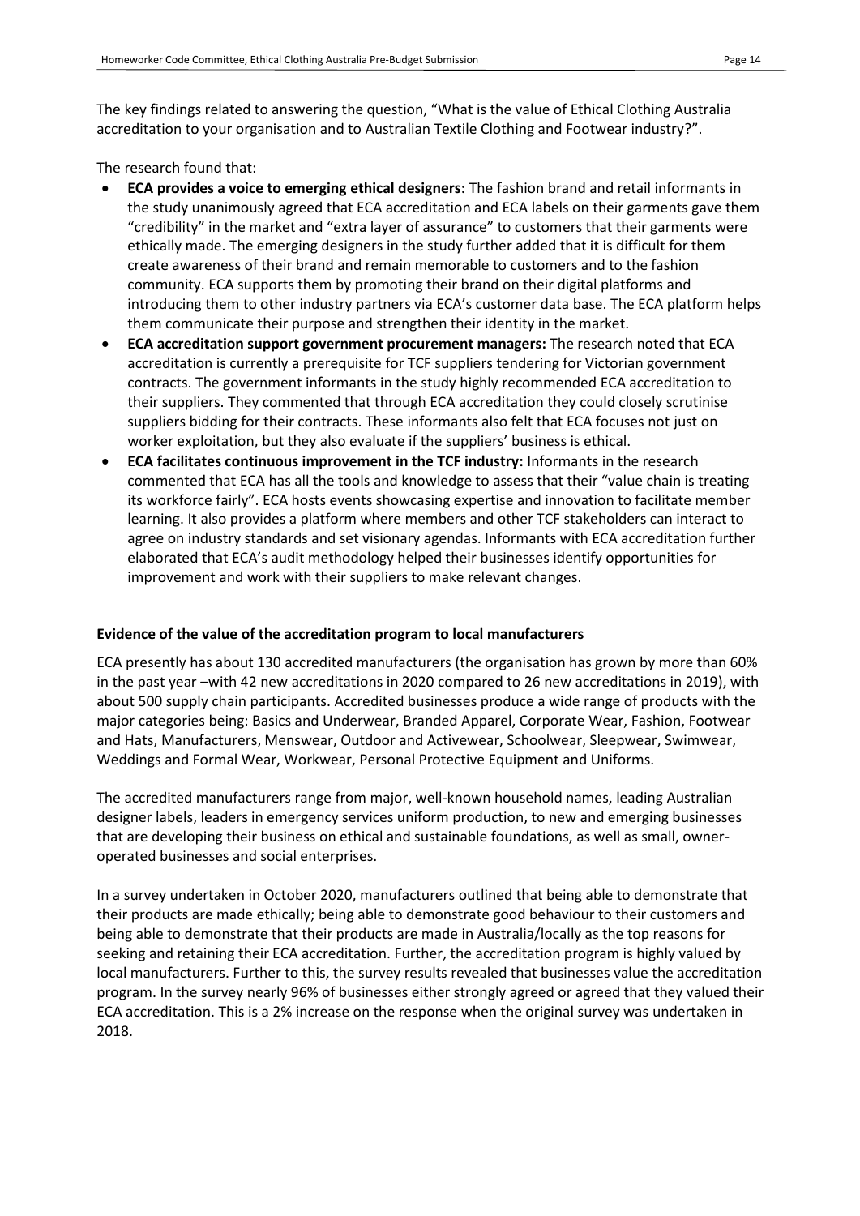The key findings related to answering the question, "What is the value of Ethical Clothing Australia accreditation to your organisation and to Australian Textile Clothing and Footwear industry?".

The research found that:

- **ECA provides a voice to emerging ethical designers:** The fashion brand and retail informants in the study unanimously agreed that ECA accreditation and ECA labels on their garments gave them "credibility" in the market and "extra layer of assurance" to customers that their garments were ethically made. The emerging designers in the study further added that it is difficult for them create awareness of their brand and remain memorable to customers and to the fashion community. ECA supports them by promoting their brand on their digital platforms and introducing them to other industry partners via ECA's customer data base. The ECA platform helps them communicate their purpose and strengthen their identity in the market.
- **ECA accreditation support government procurement managers:** The research noted that ECA accreditation is currently a prerequisite for TCF suppliers tendering for Victorian government contracts. The government informants in the study highly recommended ECA accreditation to their suppliers. They commented that through ECA accreditation they could closely scrutinise suppliers bidding for their contracts. These informants also felt that ECA focuses not just on worker exploitation, but they also evaluate if the suppliers' business is ethical.
- **ECA facilitates continuous improvement in the TCF industry:** Informants in the research commented that ECA has all the tools and knowledge to assess that their "value chain is treating its workforce fairly". ECA hosts events showcasing expertise and innovation to facilitate member learning. It also provides a platform where members and other TCF stakeholders can interact to agree on industry standards and set visionary agendas. Informants with ECA accreditation further elaborated that ECA's audit methodology helped their businesses identify opportunities for improvement and work with their suppliers to make relevant changes.

**Evidence of the value of the accreditation program to local manufacturers**

ECA presently has about 130 accredited manufacturers (the organisation has grown by more than 60% in the past year –with 42 new accreditations in 2020 compared to 26 new accreditations in 2019), with about 500 supply chain participants. Accredited businesses produce a wide range of products with the major categories being: Basics and Underwear, Branded Apparel, Corporate Wear, Fashion, Footwear and Hats, Manufacturers, Menswear, Outdoor and Activewear, Schoolwear, Sleepwear, Swimwear, Weddings and Formal Wear, Workwear, Personal Protective Equipment and Uniforms.

The accredited manufacturers range from major, well-known household names, leading Australian designer labels, leaders in emergency services uniform production, to new and emerging businesses that are developing their business on ethical and sustainable foundations, as well as small, owner-operated businesses and social enterprises.

In a survey undertaken in October 2020, manufacturers outlined that being able to demonstrate that their products are made ethically; being able to demonstrate good behaviour to their customers and being able to demonstrate that their products are made in Australia/locally as the top reasons for seeking and retaining their ECA accreditation. Further, the accreditation program is highly valued by local manufacturers. Further to this, the survey results revealed that businesses value the accreditation program. In the survey nearly 96% of businesses either strongly agreed or agreed that they valued their ECA accreditation. This is a 2% increase on the response when the original survey was undertaken in 2018.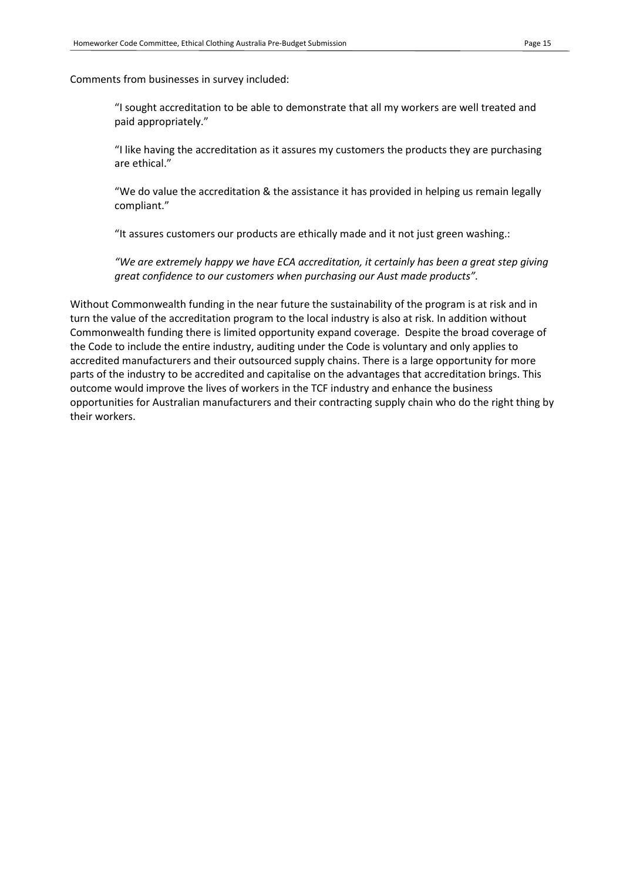Comments from businesses in survey included:

> "I sought accreditation to be able to demonstrate that all my workers are well treated and paid appropriately."
>
> "I like having the accreditation as it assures my customers the products they are purchasing are ethical."
>
> "We do value the accreditation & the assistance it has provided in helping us remain legally compliant."
>
> "It assures customers our products are ethically made and it not just green washing.:
>
> *"We are extremely happy we have ECA accreditation, it certainly has been a great step giving great confidence to our customers when purchasing our Aust made products".*

Without Commonwealth funding in the near future the sustainability of the program is at risk and in turn the value of the accreditation program to the local industry is also at risk. In addition without Commonwealth funding there is limited opportunity expand coverage. Despite the broad coverage of the Code to include the entire industry, auditing under the Code is voluntary and only applies to accredited manufacturers and their outsourced supply chains. There is a large opportunity for more parts of the industry to be accredited and capitalise on the advantages that accreditation brings. This outcome would improve the lives of workers in the TCF industry and enhance the business opportunities for Australian manufacturers and their contracting supply chain who do the right thing by their workers.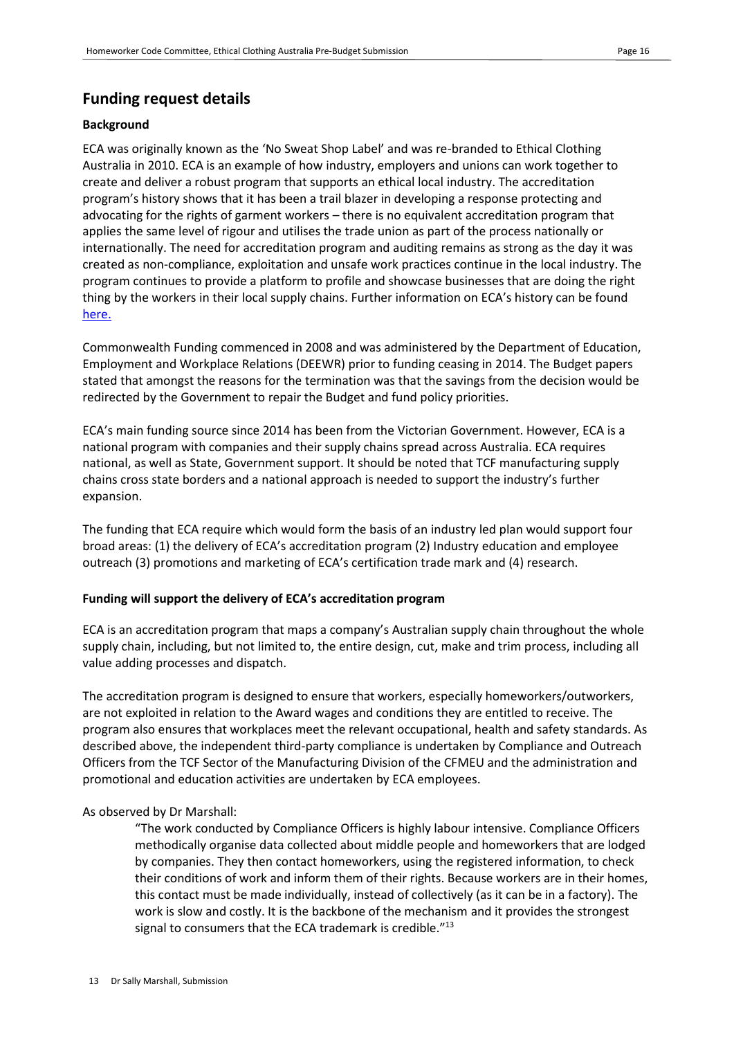## Funding request details

### Background

ECA was originally known as the 'No Sweat Shop Label' and was re-branded to Ethical Clothing Australia in 2010. ECA is an example of how industry, employers and unions can work together to create and deliver a robust program that supports an ethical local industry. The accreditation program's history shows that it has been a trail blazer in developing a response protecting and advocating for the rights of garment workers – there is no equivalent accreditation program that applies the same level of rigour and utilises the trade union as part of the process nationally or internationally. The need for accreditation program and auditing remains as strong as the day it was created as non-compliance, exploitation and unsafe work practices continue in the local industry. The program continues to provide a platform to profile and showcase businesses that are doing the right thing by the workers in their local supply chains. Further information on ECA's history can be found here.

Commonwealth Funding commenced in 2008 and was administered by the Department of Education, Employment and Workplace Relations (DEEWR) prior to funding ceasing in 2014. The Budget papers stated that amongst the reasons for the termination was that the savings from the decision would be redirected by the Government to repair the Budget and fund policy priorities.

ECA's main funding source since 2014 has been from the Victorian Government. However, ECA is a national program with companies and their supply chains spread across Australia. ECA requires national, as well as State, Government support. It should be noted that TCF manufacturing supply chains cross state borders and a national approach is needed to support the industry's further expansion.

The funding that ECA require which would form the basis of an industry led plan would support four broad areas: (1) the delivery of ECA's accreditation program (2) Industry education and employee outreach (3) promotions and marketing of ECA's certification trade mark and (4) research.

### Funding will support the delivery of ECA's accreditation program

ECA is an accreditation program that maps a company's Australian supply chain throughout the whole supply chain, including, but not limited to, the entire design, cut, make and trim process, including all value adding processes and dispatch.

The accreditation program is designed to ensure that workers, especially homeworkers/outworkers, are not exploited in relation to the Award wages and conditions they are entitled to receive. The program also ensures that workplaces meet the relevant occupational, health and safety standards. As described above, the independent third-party compliance is undertaken by Compliance and Outreach Officers from the TCF Sector of the Manufacturing Division of the CFMEU and the administration and promotional and education activities are undertaken by ECA employees.

As observed by Dr Marshall:

> "The work conducted by Compliance Officers is highly labour intensive. Compliance Officers methodically organise data collected about middle people and homeworkers that are lodged by companies. They then contact homeworkers, using the registered information, to check their conditions of work and inform them of their rights. Because workers are in their homes, this contact must be made individually, instead of collectively (as it can be in a factory). The work is slow and costly. It is the backbone of the mechanism and it provides the strongest signal to consumers that the ECA trademark is credible."[13]

[13] Dr Sally Marshall, Submission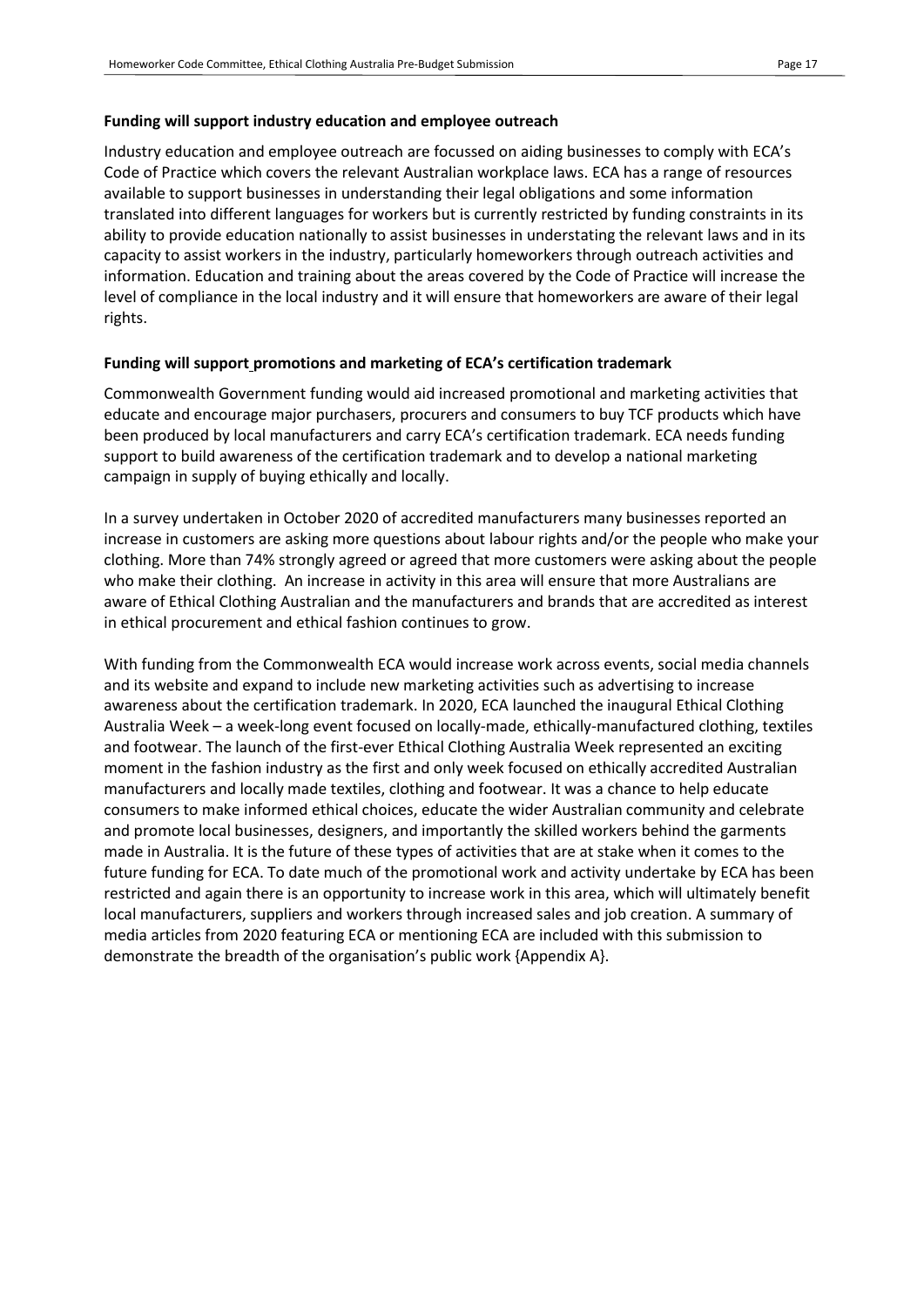### Funding will support industry education and employee outreach

Industry education and employee outreach are focussed on aiding businesses to comply with ECA's Code of Practice which covers the relevant Australian workplace laws. ECA has a range of resources available to support businesses in understanding their legal obligations and some information translated into different languages for workers but is currently restricted by funding constraints in its ability to provide education nationally to assist businesses in understating the relevant laws and in its capacity to assist workers in the industry, particularly homeworkers through outreach activities and information. Education and training about the areas covered by the Code of Practice will increase the level of compliance in the local industry and it will ensure that homeworkers are aware of their legal rights.

### Funding will support promotions and marketing of ECA's certification trademark

Commonwealth Government funding would aid increased promotional and marketing activities that educate and encourage major purchasers, procurers and consumers to buy TCF products which have been produced by local manufacturers and carry ECA's certification trademark. ECA needs funding support to build awareness of the certification trademark and to develop a national marketing campaign in supply of buying ethically and locally.

In a survey undertaken in October 2020 of accredited manufacturers many businesses reported an increase in customers are asking more questions about labour rights and/or the people who make your clothing. More than 74% strongly agreed or agreed that more customers were asking about the people who make their clothing. An increase in activity in this area will ensure that more Australians are aware of Ethical Clothing Australian and the manufacturers and brands that are accredited as interest in ethical procurement and ethical fashion continues to grow.

With funding from the Commonwealth ECA would increase work across events, social media channels and its website and expand to include new marketing activities such as advertising to increase awareness about the certification trademark. In 2020, ECA launched the inaugural Ethical Clothing Australia Week – a week-long event focused on locally-made, ethically-manufactured clothing, textiles and footwear. The launch of the first-ever Ethical Clothing Australia Week represented an exciting moment in the fashion industry as the first and only week focused on ethically accredited Australian manufacturers and locally made textiles, clothing and footwear. It was a chance to help educate consumers to make informed ethical choices, educate the wider Australian community and celebrate and promote local businesses, designers, and importantly the skilled workers behind the garments made in Australia. It is the future of these types of activities that are at stake when it comes to the future funding for ECA. To date much of the promotional work and activity undertake by ECA has been restricted and again there is an opportunity to increase work in this area, which will ultimately benefit local manufacturers, suppliers and workers through increased sales and job creation. A summary of media articles from 2020 featuring ECA or mentioning ECA are included with this submission to demonstrate the breadth of the organisation's public work {Appendix A}.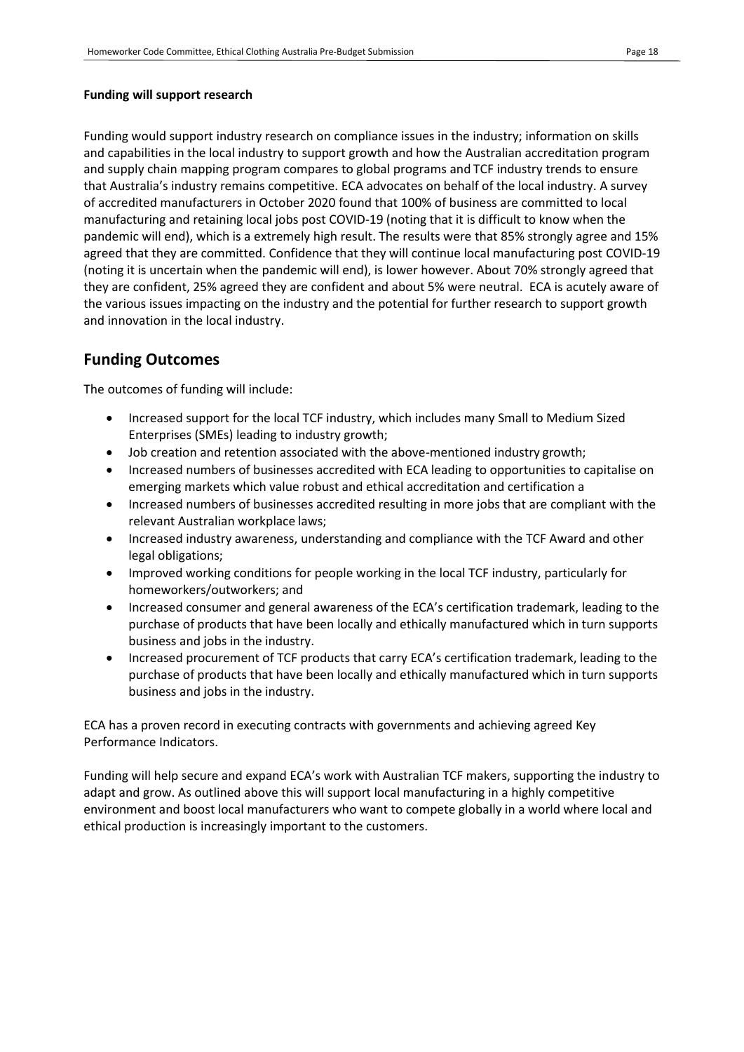**Funding will support research**

Funding would support industry research on compliance issues in the industry; information on skills and capabilities in the local industry to support growth and how the Australian accreditation program and supply chain mapping program compares to global programs and TCF industry trends to ensure that Australia's industry remains competitive. ECA advocates on behalf of the local industry. A survey of accredited manufacturers in October 2020 found that 100% of business are committed to local manufacturing and retaining local jobs post COVID-19 (noting that it is difficult to know when the pandemic will end), which is a extremely high result. The results were that 85% strongly agree and 15% agreed that they are committed. Confidence that they will continue local manufacturing post COVID-19 (noting it is uncertain when the pandemic will end), is lower however. About 70% strongly agreed that they are confident, 25% agreed they are confident and about 5% were neutral. ECA is acutely aware of the various issues impacting on the industry and the potential for further research to support growth and innovation in the local industry.

## Funding Outcomes

The outcomes of funding will include:

- Increased support for the local TCF industry, which includes many Small to Medium Sized Enterprises (SMEs) leading to industry growth;
- Job creation and retention associated with the above-mentioned industry growth;
- Increased numbers of businesses accredited with ECA leading to opportunities to capitalise on emerging markets which value robust and ethical accreditation and certification a
- Increased numbers of businesses accredited resulting in more jobs that are compliant with the relevant Australian workplace laws;
- Increased industry awareness, understanding and compliance with the TCF Award and other legal obligations;
- Improved working conditions for people working in the local TCF industry, particularly for homeworkers/outworkers; and
- Increased consumer and general awareness of the ECA's certification trademark, leading to the purchase of products that have been locally and ethically manufactured which in turn supports business and jobs in the industry.
- Increased procurement of TCF products that carry ECA's certification trademark, leading to the purchase of products that have been locally and ethically manufactured which in turn supports business and jobs in the industry.

ECA has a proven record in executing contracts with governments and achieving agreed Key Performance Indicators.

Funding will help secure and expand ECA's work with Australian TCF makers, supporting the industry to adapt and grow. As outlined above this will support local manufacturing in a highly competitive environment and boost local manufacturers who want to compete globally in a world where local and ethical production is increasingly important to the customers.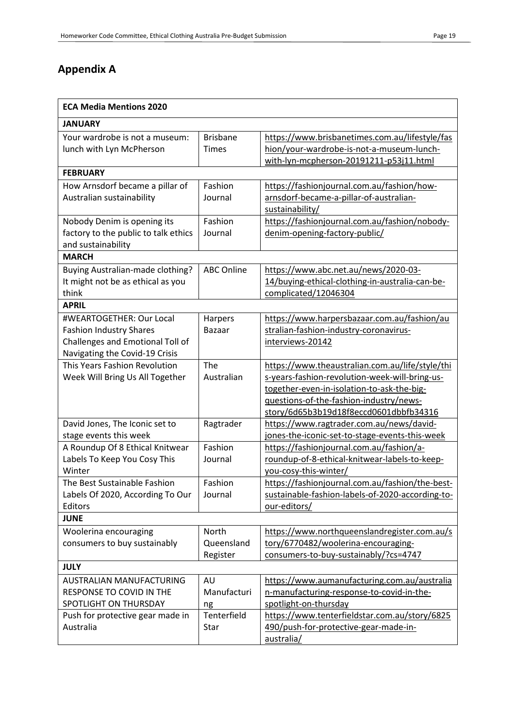# Appendix A

| ECA Media Mentions 2020 | | |
|---|---|---|
| **JANUARY** | | |
| Your wardrobe is not a museum: lunch with Lyn McPherson | Brisbane Times | https://www.brisbanetimes.com.au/lifestyle/fashion/your-wardrobe-is-not-a-museum-lunch-with-lyn-mcpherson-20191211-p53j11.html |
| **FEBRUARY** | | |
| How Arnsdorf became a pillar of Australian sustainability | Fashion Journal | https://fashionjournal.com.au/fashion/how-arnsdorf-became-a-pillar-of-australian-sustainability/ |
| Nobody Denim is opening its factory to the public to talk ethics and sustainability | Fashion Journal | https://fashionjournal.com.au/fashion/nobody-denim-opening-factory-public/ |
| **MARCH** | | |
| Buying Australian-made clothing? It might not be as ethical as you think | ABC Online | https://www.abc.net.au/news/2020-03-14/buying-ethical-clothing-in-australia-can-be-complicated/12046304 |
| **APRIL** | | |
| #WEARTOGETHER: Our Local Fashion Industry Shares Challenges and Emotional Toll of Navigating the Covid-19 Crisis | Harpers Bazaar | https://www.harpersbazaar.com.au/fashion/australian-fashion-industry-coronavirus-interviews-20142 |
| This Years Fashion Revolution Week Will Bring Us All Together | The Australian | https://www.theaustralian.com.au/life/style/this-years-fashion-revolution-week-will-bring-us-together-even-in-isolation-to-ask-the-big-questions-of-the-fashion-industry/news-story/6d65b3b19d18f8eccd0601dbbfb34316 |
| David Jones, The Iconic set to stage events this week | Ragtrader | https://www.ragtrader.com.au/news/david-jones-the-iconic-set-to-stage-events-this-week |
| A Roundup Of 8 Ethical Knitwear Labels To Keep You Cosy This Winter | Fashion Journal | https://fashionjournal.com.au/fashion/a-roundup-of-8-ethical-knitwear-labels-to-keep-you-cosy-this-winter/ |
| The Best Sustainable Fashion Labels Of 2020, According To Our Editors | Fashion Journal | https://fashionjournal.com.au/fashion/the-best-sustainable-fashion-labels-of-2020-according-to-our-editors/ |
| **JUNE** | | |
| Woolerina encouraging consumers to buy sustainably | North Queensland Register | https://www.northqueenslandregister.com.au/story/6770482/woolerina-encouraging-consumers-to-buy-sustainably/?cs=4747 |
| **JULY** | | |
| AUSTRALIAN MANUFACTURING RESPONSE TO COVID IN THE SPOTLIGHT ON THURSDAY | AU Manufacturing | https://www.aumanufacturing.com.au/australian-manufacturing-response-to-covid-in-the-spotlight-on-thursday |
| Push for protective gear made in Australia | Tenterfield Star | https://www.tenterfieldstar.com.au/story/6825490/push-for-protective-gear-made-in-australia/ |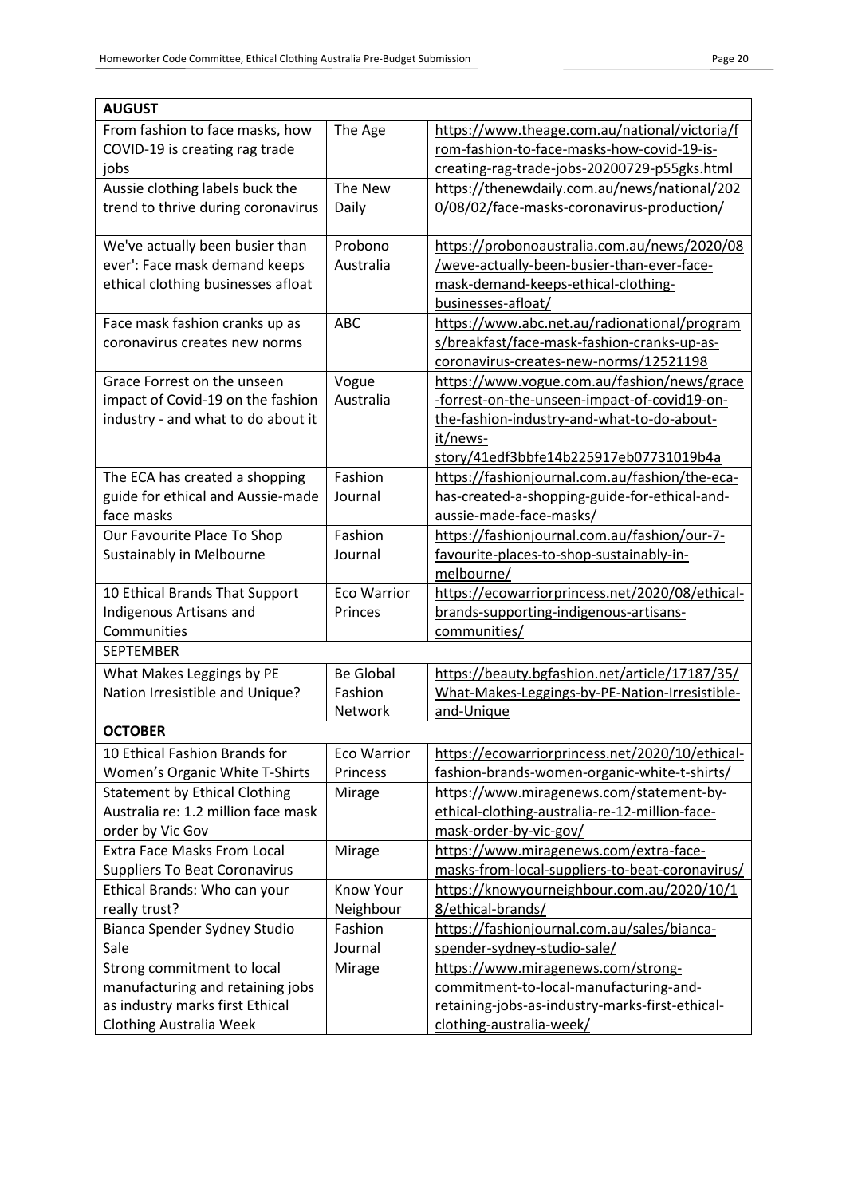| AUGUST | | |
|---|---|---|
| From fashion to face masks, how COVID-19 is creating rag trade jobs | The Age | https://www.theage.com.au/national/victoria/from-fashion-to-face-masks-how-covid-19-is-creating-rag-trade-jobs-20200729-p55gks.html |
| Aussie clothing labels buck the trend to thrive during coronavirus | The New Daily | https://thenewdaily.com.au/news/national/2020/08/02/face-masks-coronavirus-production/ |
| We've actually been busier than ever': Face mask demand keeps ethical clothing businesses afloat | Probono Australia | https://probonoaustralia.com.au/news/2020/08/weve-actually-been-busier-than-ever-face-mask-demand-keeps-ethical-clothing-businesses-afloat/ |
| Face mask fashion cranks up as coronavirus creates new norms | ABC | https://www.abc.net.au/radionational/programs/breakfast/face-mask-fashion-cranks-up-as-coronavirus-creates-new-norms/12521198 |
| Grace Forrest on the unseen impact of Covid-19 on the fashion industry - and what to do about it | Vogue Australia | https://www.vogue.com.au/fashion/news/grace-forrest-on-the-unseen-impact-of-covid19-on-the-fashion-industry-and-what-to-do-about-it/news-story/41edf3bbfe14b225917eb07731019b4a |
| The ECA has created a shopping guide for ethical and Aussie-made face masks | Fashion Journal | https://fashionjournal.com.au/fashion/the-eca-has-created-a-shopping-guide-for-ethical-and-aussie-made-face-masks/ |
| Our Favourite Place To Shop Sustainably in Melbourne | Fashion Journal | https://fashionjournal.com.au/fashion/our-7-favourite-places-to-shop-sustainably-in-melbourne/ |
| 10 Ethical Brands That Support Indigenous Artisans and Communities | Eco Warrior Princes | https://ecowarriorprincess.net/2020/08/ethical-brands-supporting-indigenous-artisans-communities/ |
| SEPTEMBER | | |
| What Makes Leggings by PE Nation Irresistible and Unique? | Be Global Fashion Network | https://beauty.bgfashion.net/article/17187/35/What-Makes-Leggings-by-PE-Nation-Irresistible-and-Unique |
| **OCTOBER** | | |
| 10 Ethical Fashion Brands for Women's Organic White T-Shirts | Eco Warrior Princess | https://ecowarriorprincess.net/2020/10/ethical-fashion-brands-women-organic-white-t-shirts/ |
| Statement by Ethical Clothing Australia re: 1.2 million face mask order by Vic Gov | Mirage | https://www.miragenews.com/statement-by-ethical-clothing-australia-re-12-million-face-mask-order-by-vic-gov/ |
| Extra Face Masks From Local Suppliers To Beat Coronavirus | Mirage | https://www.miragenews.com/extra-face-masks-from-local-suppliers-to-beat-coronavirus/ |
| Ethical Brands: Who can your really trust? | Know Your Neighbour | https://knowyourneighbour.com.au/2020/10/18/ethical-brands/ |
| Bianca Spender Sydney Studio Sale | Fashion Journal | https://fashionjournal.com.au/sales/bianca-spender-sydney-studio-sale/ |
| Strong commitment to local manufacturing and retaining jobs as industry marks first Ethical Clothing Australia Week | Mirage | https://www.miragenews.com/strong-commitment-to-local-manufacturing-and-retaining-jobs-as-industry-marks-first-ethical-clothing-australia-week/ |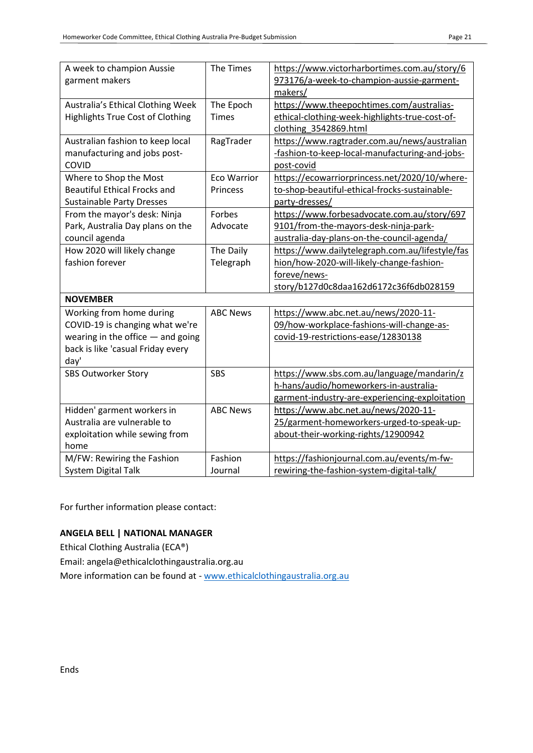| | | |
|---|---|---|
| A week to champion Aussie garment makers | The Times | https://www.victorharbortimes.com.au/story/6973176/a-week-to-champion-aussie-garment-makers/ |
| Australia's Ethical Clothing Week Highlights True Cost of Clothing | The Epoch Times | https://www.theepochtimes.com/australias-ethical-clothing-week-highlights-true-cost-of-clothing_3542869.html |
| Australian fashion to keep local manufacturing and jobs post-COVID | RagTrader | https://www.ragtrader.com.au/news/australian-fashion-to-keep-local-manufacturing-and-jobs-post-covid |
| Where to Shop the Most Beautiful Ethical Frocks and Sustainable Party Dresses | Eco Warrior Princess | https://ecowarriorprincess.net/2020/10/where-to-shop-beautiful-ethical-frocks-sustainable-party-dresses/ |
| From the mayor's desk: Ninja Park, Australia Day plans on the council agenda | Forbes Advocate | https://www.forbesadvocate.com.au/story/6979101/from-the-mayors-desk-ninja-park-australia-day-plans-on-the-council-agenda/ |
| How 2020 will likely change fashion forever | The Daily Telegraph | https://www.dailytelegraph.com.au/lifestyle/fashion/how-2020-will-likely-change-fashion-foreve/news-story/b127d0c8daa162d6172c36f6db028159 |
| **NOVEMBER** | | |
| Working from home during COVID-19 is changing what we're wearing in the office — and going back is like 'casual Friday every day' | ABC News | https://www.abc.net.au/news/2020-11-09/how-workplace-fashions-will-change-as-covid-19-restrictions-ease/12830138 |
| SBS Outworker Story | SBS | https://www.sbs.com.au/language/mandarin/zh-hans/audio/homeworkers-in-australia-garment-industry-are-experiencing-exploitation |
| Hidden' garment workers in Australia are vulnerable to exploitation while sewing from home | ABC News | https://www.abc.net.au/news/2020-11-25/garment-homeworkers-urged-to-speak-up-about-their-working-rights/12900942 |
| M/FW: Rewiring the Fashion System Digital Talk | Fashion Journal | https://fashionjournal.com.au/events/m-fw-rewiring-the-fashion-system-digital-talk/ |

For further information please contact:

**ANGELA BELL | NATIONAL MANAGER**

Ethical Clothing Australia (ECA®)

Email: angela@ethicalclothingaustralia.org.au

More information can be found at - www.ethicalclothingaustralia.org.au

Ends